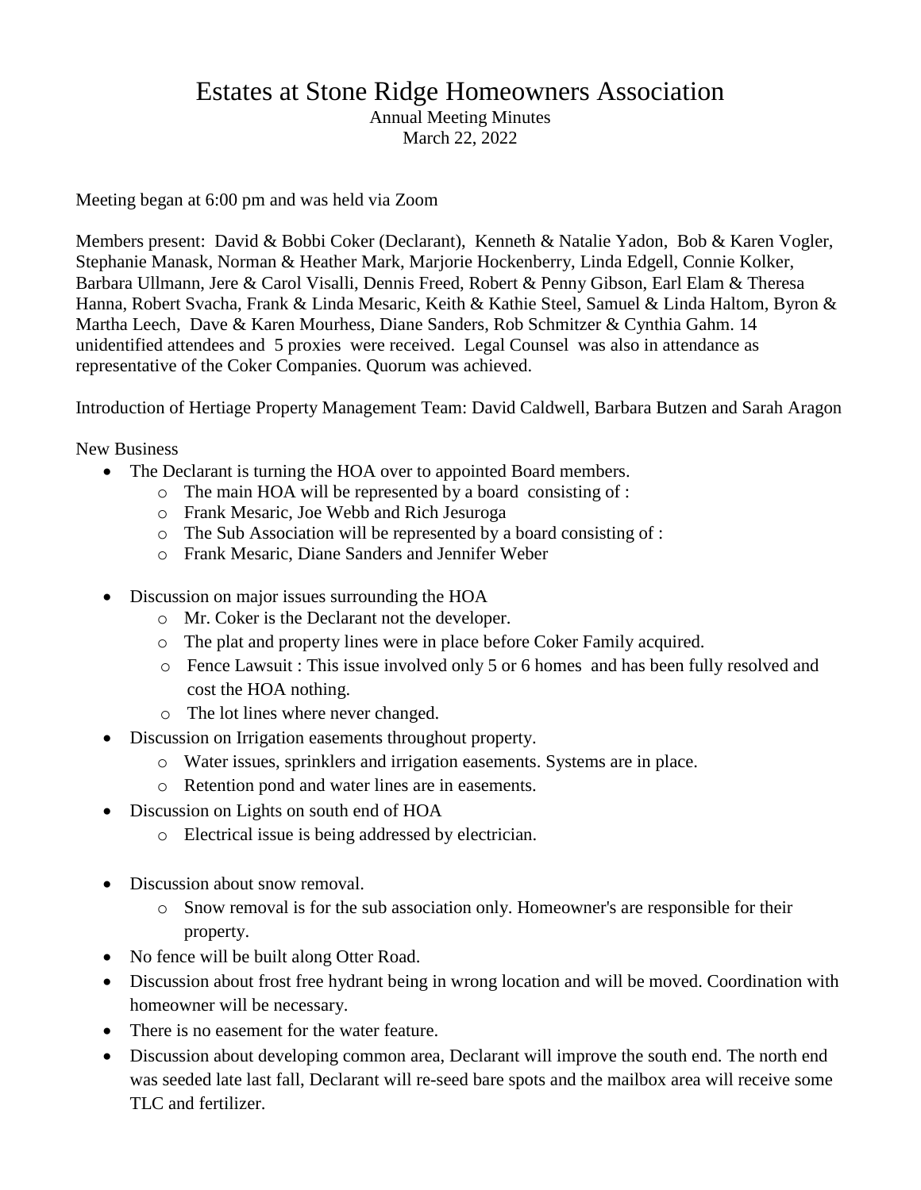# Estates at Stone Ridge Homeowners Association

Annual Meeting Minutes
March 22, 2022

Meeting began at 6:00 pm and was held via Zoom

Members present: David & Bobbi Coker (Declarant), Kenneth & Natalie Yadon, Bob & Karen Vogler, Stephanie Manask, Norman & Heather Mark, Marjorie Hockenberry, Linda Edgell, Connie Kolker, Barbara Ullmann, Jere & Carol Visalli, Dennis Freed, Robert & Penny Gibson, Earl Elam & Theresa Hanna, Robert Svacha, Frank & Linda Mesaric, Keith & Kathie Steel, Samuel & Linda Haltom, Byron & Martha Leech, Dave & Karen Mourhess, Diane Sanders, Rob Schmitzer & Cynthia Gahm. 14 unidentified attendees and 5 proxies were received. Legal Counsel was also in attendance as representative of the Coker Companies. Quorum was achieved.

Introduction of Hertiage Property Management Team: David Caldwell, Barbara Butzen and Sarah Aragon

New Business

- The Declarant is turning the HOA over to appointed Board members.
  - The main HOA will be represented by a board consisting of :
  - Frank Mesaric, Joe Webb and Rich Jesuroga
  - The Sub Association will be represented by a board consisting of :
  - Frank Mesaric, Diane Sanders and Jennifer Weber
- Discussion on major issues surrounding the HOA
  - Mr. Coker is the Declarant not the developer.
  - The plat and property lines were in place before Coker Family acquired.
  - Fence Lawsuit : This issue involved only 5 or 6 homes and has been fully resolved and cost the HOA nothing.
  - The lot lines where never changed.
- Discussion on Irrigation easements throughout property.
  - Water issues, sprinklers and irrigation easements. Systems are in place.
  - Retention pond and water lines are in easements.
- Discussion on Lights on south end of HOA
  - Electrical issue is being addressed by electrician.
- Discussion about snow removal.
  - Snow removal is for the sub association only. Homeowner's are responsible for their property.
- No fence will be built along Otter Road.
- Discussion about frost free hydrant being in wrong location and will be moved. Coordination with homeowner will be necessary.
- There is no easement for the water feature.
- Discussion about developing common area, Declarant will improve the south end. The north end was seeded late last fall, Declarant will re-seed bare spots and the mailbox area will receive some TLC and fertilizer.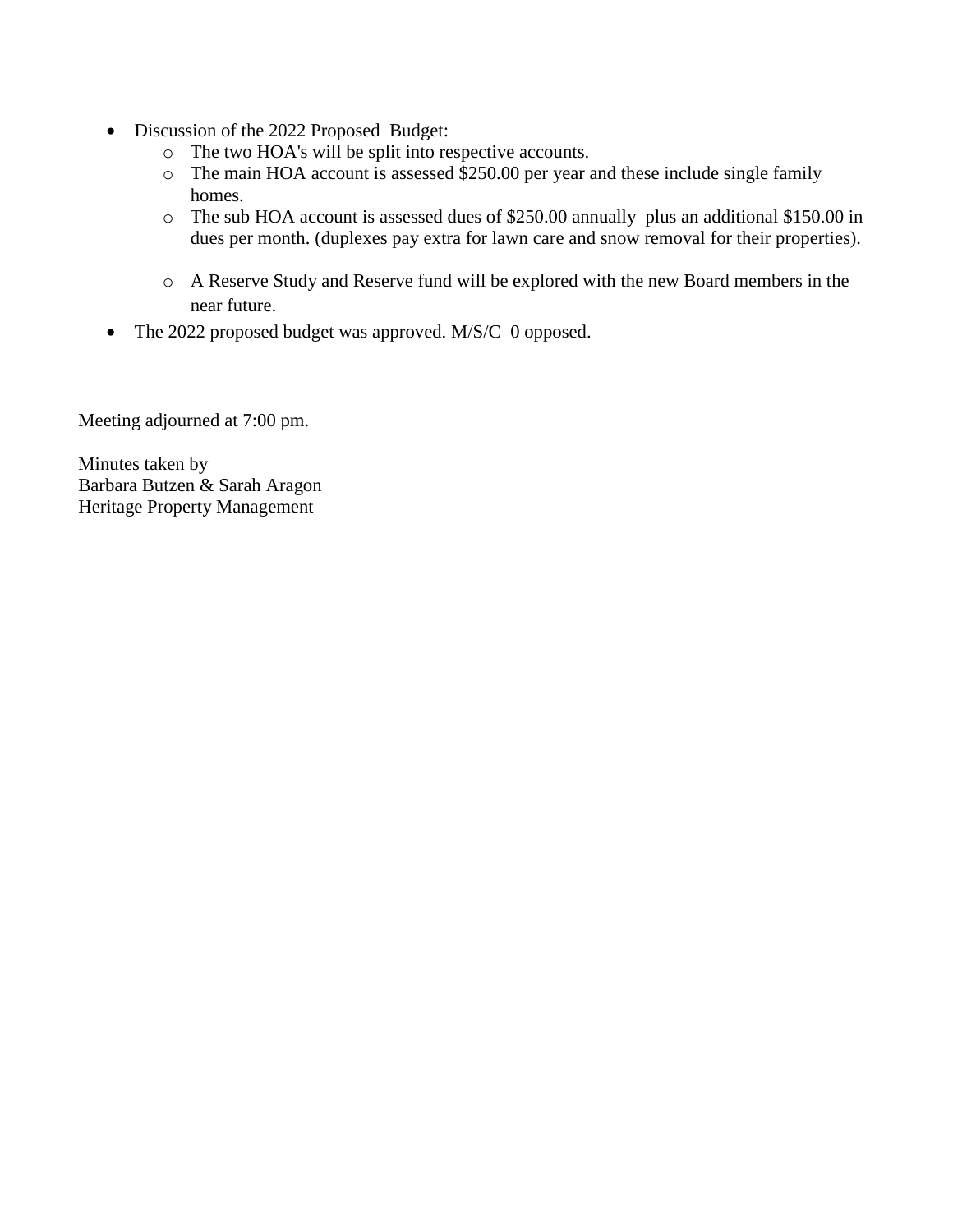- Discussion of the 2022 Proposed Budget:
  - The two HOA's will be split into respective accounts.
  - The main HOA account is assessed $250.00 per year and these include single family homes.
  - The sub HOA account is assessed dues of $250.00 annually plus an additional $150.00 in dues per month. (duplexes pay extra for lawn care and snow removal for their properties).
  - A Reserve Study and Reserve fund will be explored with the new Board members in the near future.
- The 2022 proposed budget was approved. M/S/C 0 opposed.

Meeting adjourned at 7:00 pm.

Minutes taken by
Barbara Butzen & Sarah Aragon
Heritage Property Management